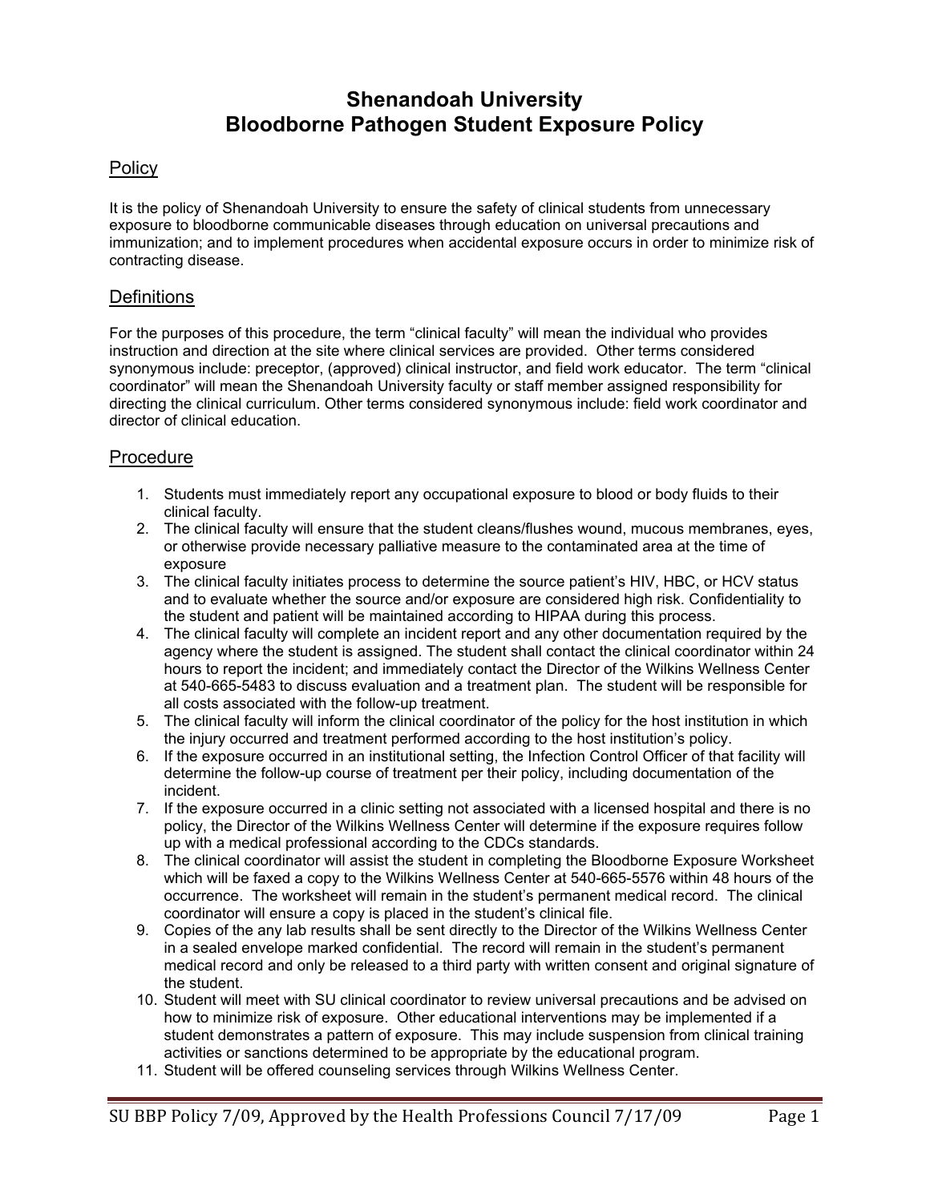# Shenandoah University
# Bloodborne Pathogen Student Exposure Policy

## Policy

It is the policy of Shenandoah University to ensure the safety of clinical students from unnecessary exposure to bloodborne communicable diseases through education on universal precautions and immunization; and to implement procedures when accidental exposure occurs in order to minimize risk of contracting disease.

## Definitions

For the purposes of this procedure, the term "clinical faculty" will mean the individual who provides instruction and direction at the site where clinical services are provided. Other terms considered synonymous include: preceptor, (approved) clinical instructor, and field work educator. The term "clinical coordinator" will mean the Shenandoah University faculty or staff member assigned responsibility for directing the clinical curriculum. Other terms considered synonymous include: field work coordinator and director of clinical education.

## Procedure

1. Students must immediately report any occupational exposure to blood or body fluids to their clinical faculty.
2. The clinical faculty will ensure that the student cleans/flushes wound, mucous membranes, eyes, or otherwise provide necessary palliative measure to the contaminated area at the time of exposure
3. The clinical faculty initiates process to determine the source patient's HIV, HBC, or HCV status and to evaluate whether the source and/or exposure are considered high risk. Confidentiality to the student and patient will be maintained according to HIPAA during this process.
4. The clinical faculty will complete an incident report and any other documentation required by the agency where the student is assigned. The student shall contact the clinical coordinator within 24 hours to report the incident; and immediately contact the Director of the Wilkins Wellness Center at 540-665-5483 to discuss evaluation and a treatment plan. The student will be responsible for all costs associated with the follow-up treatment.
5. The clinical faculty will inform the clinical coordinator of the policy for the host institution in which the injury occurred and treatment performed according to the host institution's policy.
6. If the exposure occurred in an institutional setting, the Infection Control Officer of that facility will determine the follow-up course of treatment per their policy, including documentation of the incident.
7. If the exposure occurred in a clinic setting not associated with a licensed hospital and there is no policy, the Director of the Wilkins Wellness Center will determine if the exposure requires follow up with a medical professional according to the CDCs standards.
8. The clinical coordinator will assist the student in completing the Bloodborne Exposure Worksheet which will be faxed a copy to the Wilkins Wellness Center at 540-665-5576 within 48 hours of the occurrence. The worksheet will remain in the student's permanent medical record. The clinical coordinator will ensure a copy is placed in the student's clinical file.
9. Copies of the any lab results shall be sent directly to the Director of the Wilkins Wellness Center in a sealed envelope marked confidential. The record will remain in the student's permanent medical record and only be released to a third party with written consent and original signature of the student.
10. Student will meet with SU clinical coordinator to review universal precautions and be advised on how to minimize risk of exposure. Other educational interventions may be implemented if a student demonstrates a pattern of exposure. This may include suspension from clinical training activities or sanctions determined to be appropriate by the educational program.
11. Student will be offered counseling services through Wilkins Wellness Center.

SU BBP Policy 7/09, Approved by the Health Professions Council 7/17/09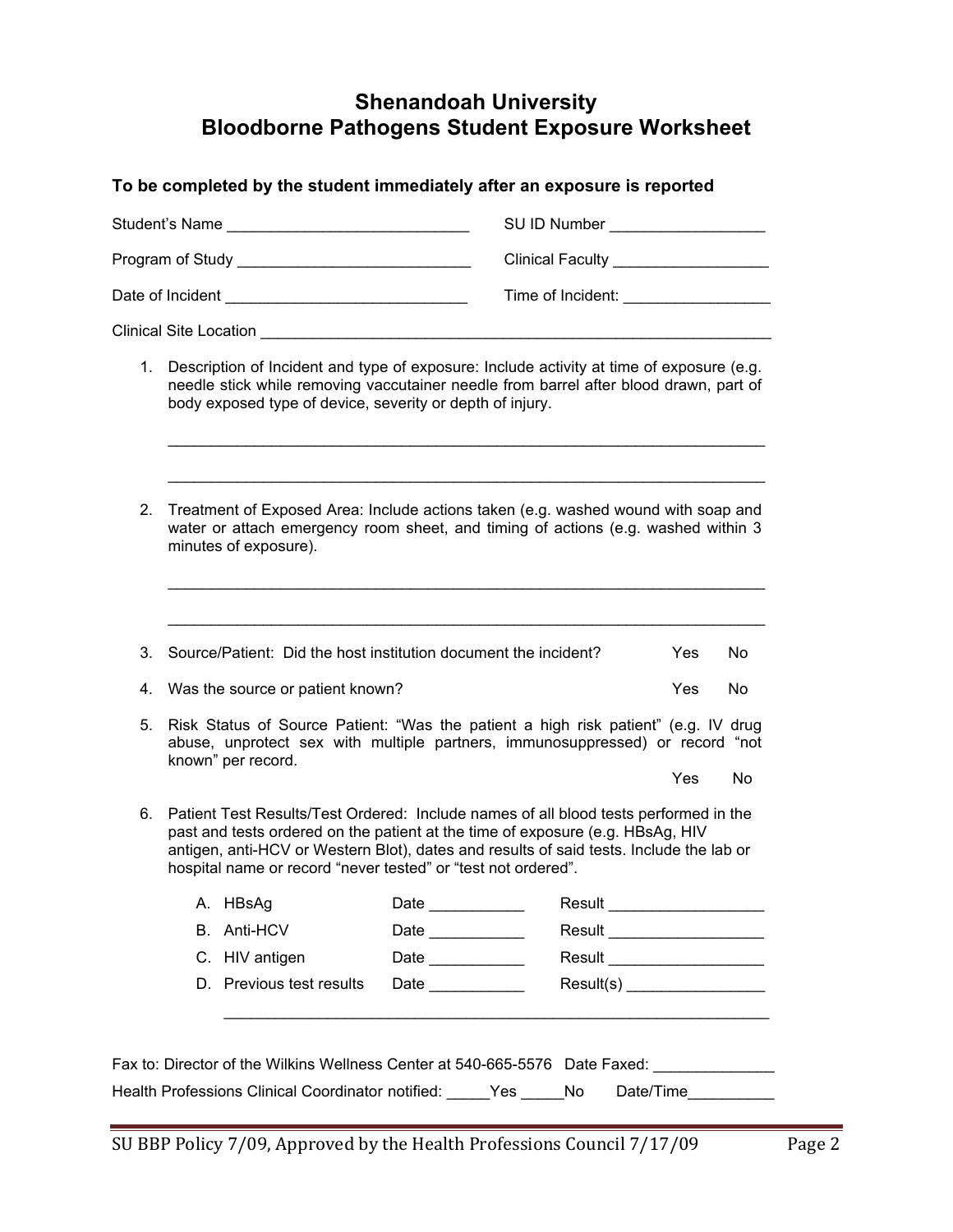# Shenandoah University
# Bloodborne Pathogens Student Exposure Worksheet

**To be completed by the student immediately after an exposure is reported**

Student's Name ____________________________ SU ID Number __________________

Program of Study ___________________________ Clinical Faculty __________________

Date of Incident ____________________________ Time of Incident: _________________

Clinical Site Location _____________________________________________________________

1. Description of Incident and type of exposure: Include activity at time of exposure (e.g. needle stick while removing vaccutainer needle from barrel after blood drawn, part of body exposed type of device, severity or depth of injury.

   ______________________________________________________________________

   ______________________________________________________________________

2. Treatment of Exposed Area: Include actions taken (e.g. washed wound with soap and water or attach emergency room sheet, and timing of actions (e.g. washed within 3 minutes of exposure).

   ______________________________________________________________________

   ______________________________________________________________________

3. Source/Patient: Did the host institution document the incident? Yes No

4. Was the source or patient known? Yes No

5. Risk Status of Source Patient: "Was the patient a high risk patient" (e.g. IV drug abuse, unprotect sex with multiple partners, immunosuppressed) or record "not known" per record.

   Yes No

6. Patient Test Results/Test Ordered: Include names of all blood tests performed in the past and tests ordered on the patient at the time of exposure (e.g. HBsAg, HIV antigen, anti-HCV or Western Blot), dates and results of said tests. Include the lab or hospital name or record "never tested" or "test not ordered".

   A. HBsAg Date ___________ Result __________________
   B. Anti-HCV Date ___________ Result __________________
   C. HIV antigen Date ___________ Result __________________
   D. Previous test results Date ___________ Result(s) ________________

   ______________________________________________________________________

Fax to: Director of the Wilkins Wellness Center at 540-665-5576 Date Faxed: ______________

Health Professions Clinical Coordinator notified: _____Yes _____No Date/Time__________

SU BBP Policy 7/09, Approved by the Health Professions Council 7/17/09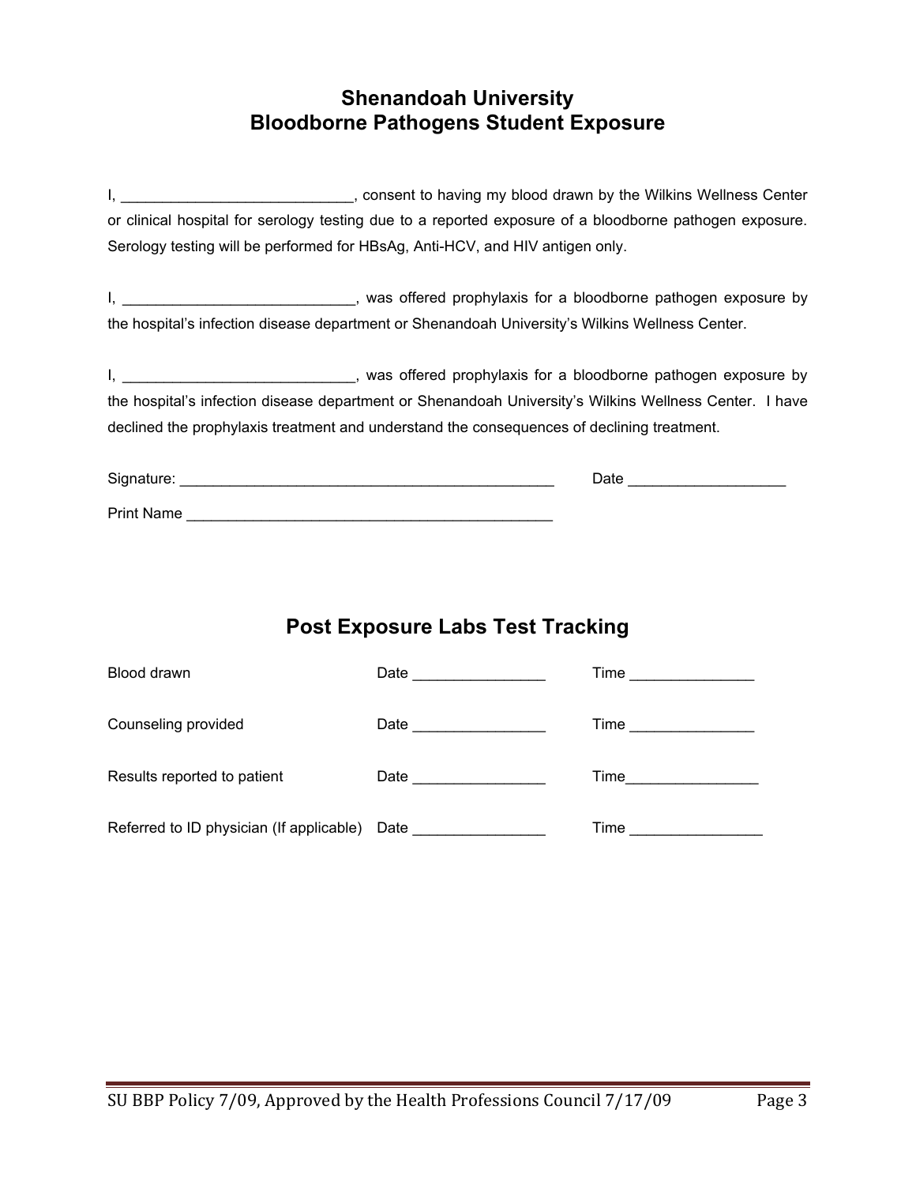# Shenandoah University
# Bloodborne Pathogens Student Exposure

I, ____________________________, consent to having my blood drawn by the Wilkins Wellness Center or clinical hospital for serology testing due to a reported exposure of a bloodborne pathogen exposure. Serology testing will be performed for HBsAg, Anti-HCV, and HIV antigen only.

I, ____________________________, was offered prophylaxis for a bloodborne pathogen exposure by the hospital's infection disease department or Shenandoah University's Wilkins Wellness Center.

I, ____________________________, was offered prophylaxis for a bloodborne pathogen exposure by the hospital's infection disease department or Shenandoah University's Wilkins Wellness Center. I have declined the prophylaxis treatment and understand the consequences of declining treatment.

Signature: _______________________________________________ Date ___________________

Print Name ______________________________________________

## Post Exposure Labs Test Tracking

| | | |
|---|---|---|
| Blood drawn | Date ________________ | Time _______________ |
| Counseling provided | Date ________________ | Time _______________ |
| Results reported to patient | Date ________________ | Time________________ |
| Referred to ID physician (If applicable) | Date ________________ | Time ________________ |

SU BBP Policy 7/09, Approved by the Health Professions Council 7/17/09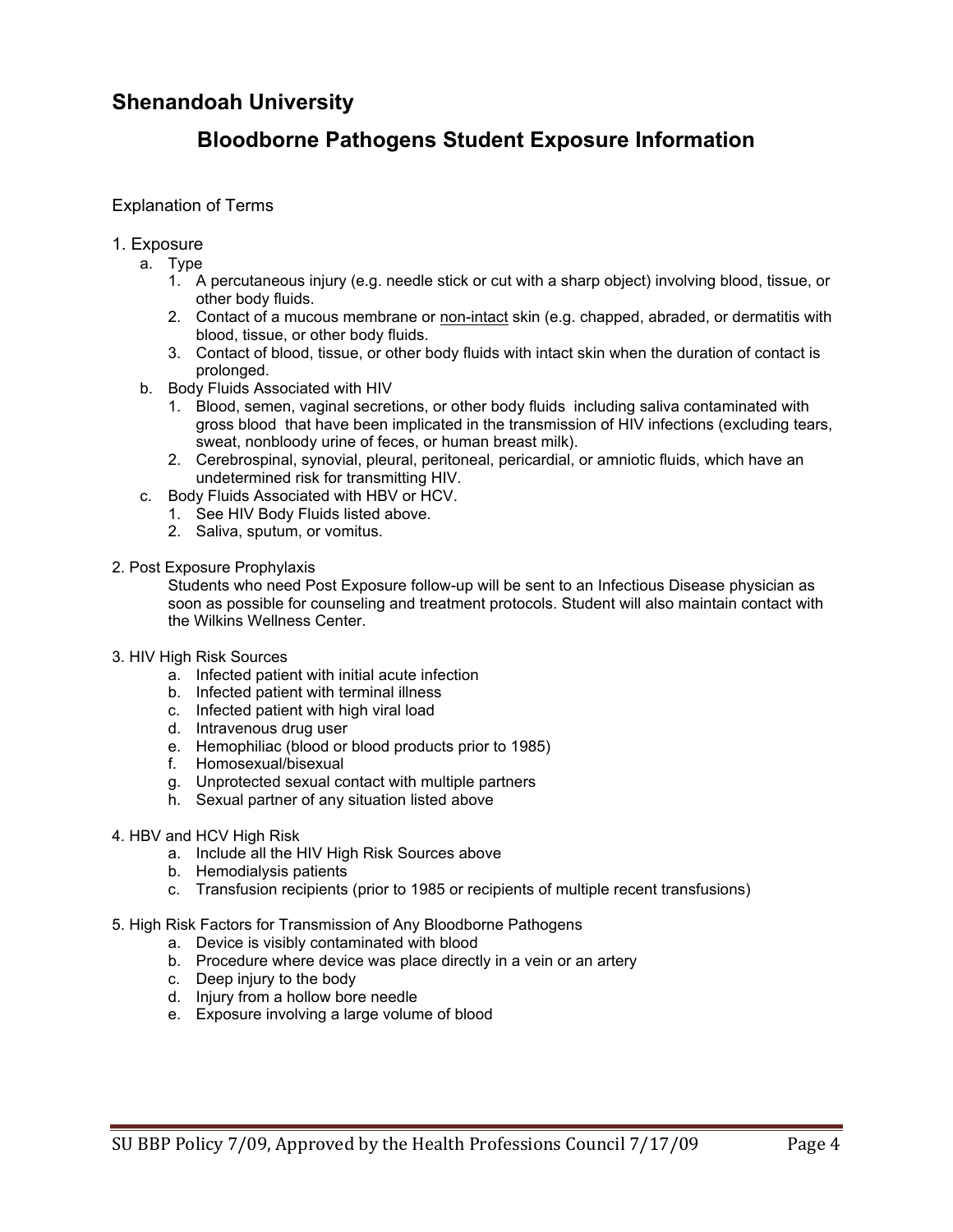## Shenandoah University

# Bloodborne Pathogens Student Exposure Information

Explanation of Terms

1. Exposure
   a. Type
      1. A percutaneous injury (e.g. needle stick or cut with a sharp object) involving blood, tissue, or other body fluids.
      2. Contact of a mucous membrane or non-intact skin (e.g. chapped, abraded, or dermatitis with blood, tissue, or other body fluids.
      3. Contact of blood, tissue, or other body fluids with intact skin when the duration of contact is prolonged.
   b. Body Fluids Associated with HIV
      1. Blood, semen, vaginal secretions, or other body fluids including saliva contaminated with gross blood that have been implicated in the transmission of HIV infections (excluding tears, sweat, nonbloody urine of feces, or human breast milk).
      2. Cerebrospinal, synovial, pleural, peritoneal, pericardial, or amniotic fluids, which have an undetermined risk for transmitting HIV.
   c. Body Fluids Associated with HBV or HCV.
      1. See HIV Body Fluids listed above.
      2. Saliva, sputum, or vomitus.

2. Post Exposure Prophylaxis

   Students who need Post Exposure follow-up will be sent to an Infectious Disease physician as soon as possible for counseling and treatment protocols. Student will also maintain contact with the Wilkins Wellness Center.

3. HIV High Risk Sources
   a. Infected patient with initial acute infection
   b. Infected patient with terminal illness
   c. Infected patient with high viral load
   d. Intravenous drug user
   e. Hemophiliac (blood or blood products prior to 1985)
   f. Homosexual/bisexual
   g. Unprotected sexual contact with multiple partners
   h. Sexual partner of any situation listed above

4. HBV and HCV High Risk
   a. Include all the HIV High Risk Sources above
   b. Hemodialysis patients
   c. Transfusion recipients (prior to 1985 or recipients of multiple recent transfusions)

5. High Risk Factors for Transmission of Any Bloodborne Pathogens
   a. Device is visibly contaminated with blood
   b. Procedure where device was place directly in a vein or an artery
   c. Deep injury to the body
   d. Injury from a hollow bore needle
   e. Exposure involving a large volume of blood